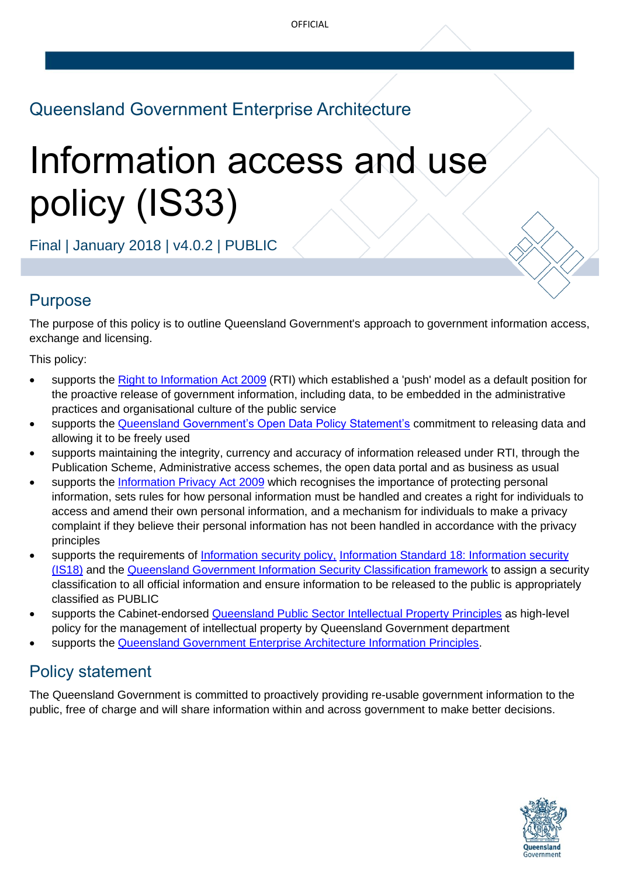Queensland Government Enterprise Architecture

# Information access and use policy (IS33)

Final | January 2018 | v4.0.2 | PUBLIC

## Purpose

The purpose of this policy is to outline Queensland Government's approach to government information access, exchange and licensing.

This policy:

- supports the Right to Information Act 2009 (RTI) which established a 'push' model as a default position for the proactive release of government information, including data, to be embedded in the administrative practices and organisational culture of the public service
- supports the Queensland Government's Open Data Policy Statement's commitment to releasing data and allowing it to be freely used
- supports maintaining the integrity, currency and accuracy of information released under RTI, through the Publication Scheme, Administrative access schemes, the open data portal and as business as usual
- supports the Information Privacy Act 2009 which recognises the importance of protecting personal information, sets rules for how personal information must be handled and creates a right for individuals to access and amend their own personal information, and a mechanism for individuals to make a privacy complaint if they believe their personal information has not been handled in accordance with the privacy principles
- supports the requirements of Information security policy, Information Standard 18: Information security (IS18) and the Queensland Government Information Security Classification framework to assign a security classification to all official information and ensure information to be released to the public is appropriately classified as PUBLIC
- supports the Cabinet-endorsed Queensland Public Sector Intellectual Property Principles as high-level policy for the management of intellectual property by Queensland Government department
- supports the Queensland Government Enterprise Architecture Information Principles.

## Policy statement

The Queensland Government is committed to proactively providing re-usable government information to the public, free of charge and will share information within and across government to make better decisions.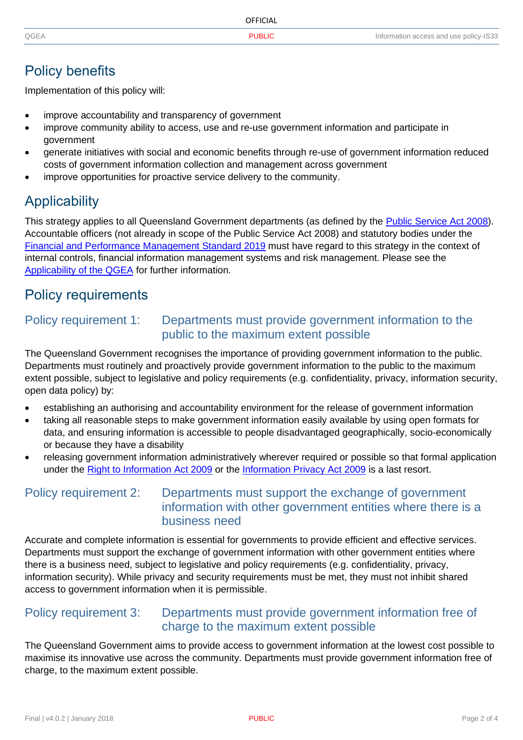## Policy benefits

Implementation of this policy will:

- improve accountability and transparency of government
- improve community ability to access, use and re-use government information and participate in government
- generate initiatives with social and economic benefits through re-use of government information reduced costs of government information collection and management across government
- improve opportunities for proactive service delivery to the community.

## Applicability

This strategy applies to all Queensland Government departments (as defined by the Public Service Act 2008). Accountable officers (not already in scope of the Public Service Act 2008) and statutory bodies under the Financial and Performance Management Standard 2019 must have regard to this strategy in the context of internal controls, financial information management systems and risk management. Please see the Applicability of the QGEA for further information.

## Policy requirements

### Policy requirement 1: Departments must provide government information to the public to the maximum extent possible

The Queensland Government recognises the importance of providing government information to the public. Departments must routinely and proactively provide government information to the public to the maximum extent possible, subject to legislative and policy requirements (e.g. confidentiality, privacy, information security, open data policy) by:

- establishing an authorising and accountability environment for the release of government information
- taking all reasonable steps to make government information easily available by using open formats for data, and ensuring information is accessible to people disadvantaged geographically, socio-economically or because they have a disability
- releasing government information administratively wherever required or possible so that formal application under the Right to Information Act 2009 or the Information Privacy Act 2009 is a last resort.

### Policy requirement 2: Departments must support the exchange of government information with other government entities where there is a business need

Accurate and complete information is essential for governments to provide efficient and effective services. Departments must support the exchange of government information with other government entities where there is a business need, subject to legislative and policy requirements (e.g. confidentiality, privacy, information security). While privacy and security requirements must be met, they must not inhibit shared access to government information when it is permissible.

### Policy requirement 3: Departments must provide government information free of charge to the maximum extent possible

The Queensland Government aims to provide access to government information at the lowest cost possible to maximise its innovative use across the community. Departments must provide government information free of charge, to the maximum extent possible.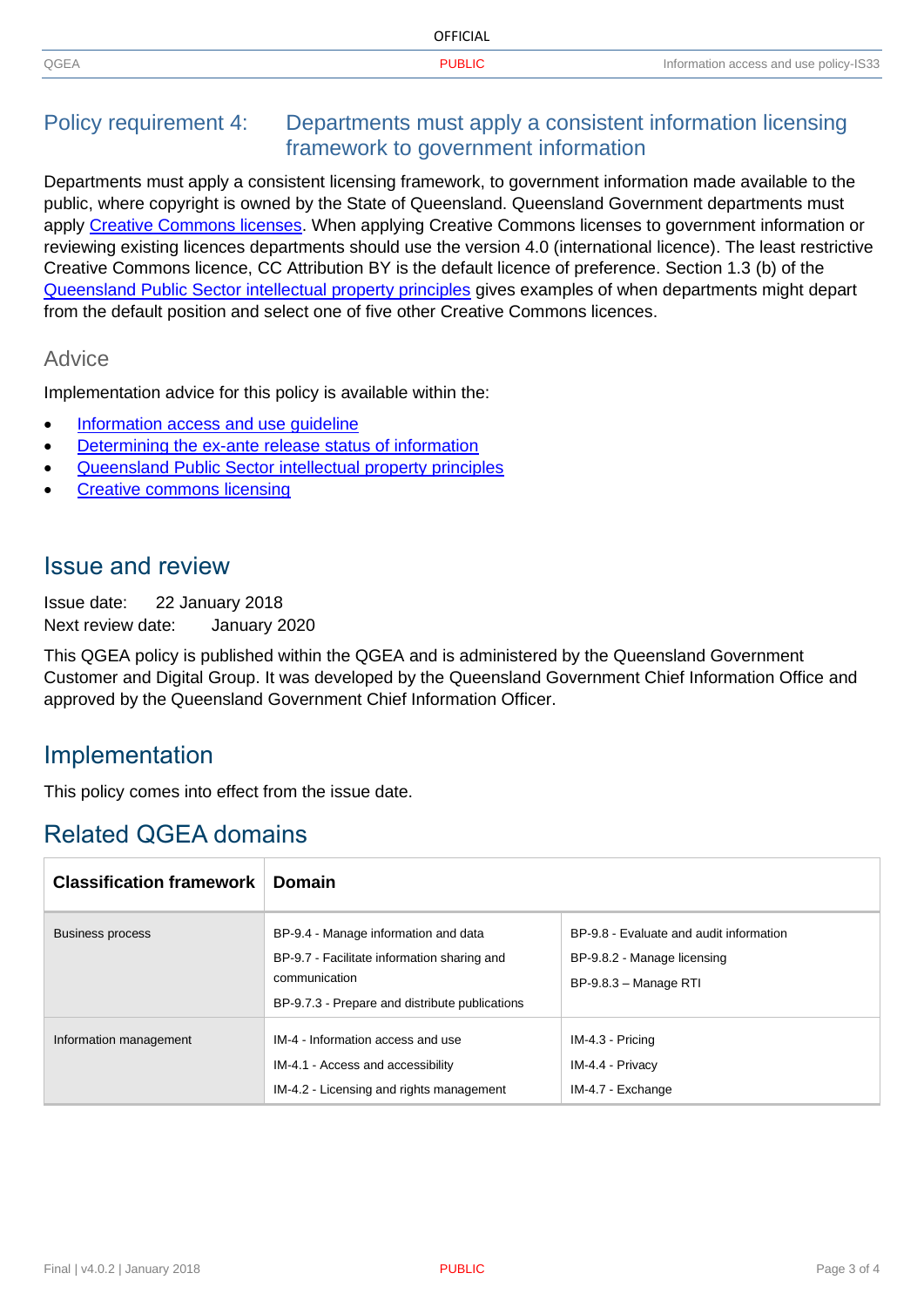## Policy requirement 4: Departments must apply a consistent information licensing framework to government information

Departments must apply a consistent licensing framework, to government information made available to the public, where copyright is owned by the State of Queensland. Queensland Government departments must apply Creative Commons licenses. When applying Creative Commons licenses to government information or reviewing existing licences departments should use the version 4.0 (international licence). The least restrictive Creative Commons licence, CC Attribution BY is the default licence of preference. Section 1.3 (b) of the Queensland Public Sector intellectual property principles gives examples of when departments might depart from the default position and select one of five other Creative Commons licences.

### Advice

Implementation advice for this policy is available within the:

- Information access and use guideline
- Determining the ex-ante release status of information
- Queensland Public Sector intellectual property principles
- Creative commons licensing

# Issue and review

Issue date: 22 January 2018
Next review date: January 2020

This QGEA policy is published within the QGEA and is administered by the Queensland Government Customer and Digital Group. It was developed by the Queensland Government Chief Information Office and approved by the Queensland Government Chief Information Officer.

# Implementation

This policy comes into effect from the issue date.

# Related QGEA domains

| Classification framework | Domain | |
|---|---|---|
| Business process | BP-9.4 - Manage information and data<br>BP-9.7 - Facilitate information sharing and communication<br>BP-9.7.3 - Prepare and distribute publications | BP-9.8 - Evaluate and audit information<br>BP-9.8.2 - Manage licensing<br>BP-9.8.3 – Manage RTI |
| Information management | IM-4 - Information access and use<br>IM-4.1 - Access and accessibility<br>IM-4.2 - Licensing and rights management | IM-4.3 - Pricing<br>IM-4.4 - Privacy<br>IM-4.7 - Exchange |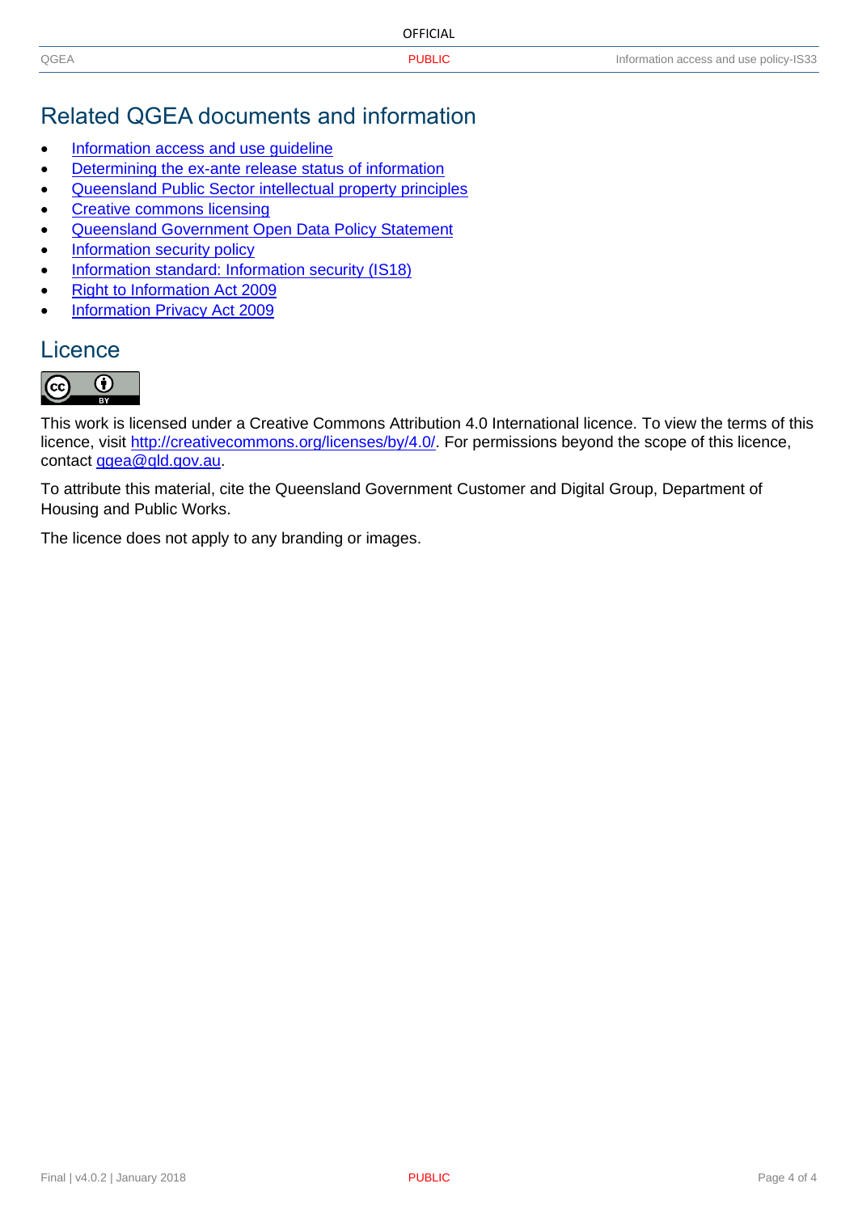## Related QGEA documents and information

- Information access and use guideline
- Determining the ex-ante release status of information
- Queensland Public Sector intellectual property principles
- Creative commons licensing
- Queensland Government Open Data Policy Statement
- Information security policy
- Information standard: Information security (IS18)
- Right to Information Act 2009
- Information Privacy Act 2009

## Licence

This work is licensed under a Creative Commons Attribution 4.0 International licence. To view the terms of this licence, visit http://creativecommons.org/licenses/by/4.0/. For permissions beyond the scope of this licence, contact qgea@qld.gov.au.

To attribute this material, cite the Queensland Government Customer and Digital Group, Department of Housing and Public Works.

The licence does not apply to any branding or images.